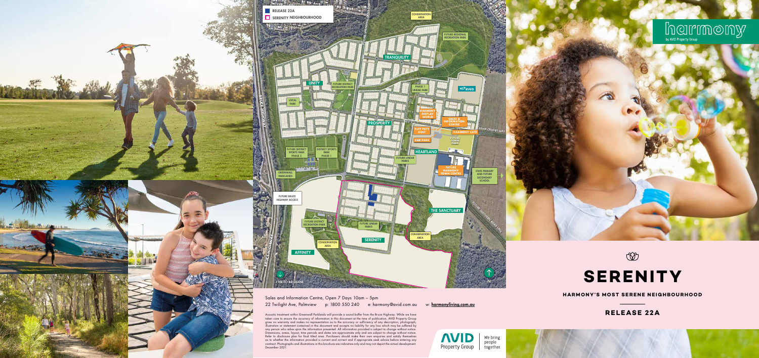# harmony

by AVID Property Group

# SERENITY

## HARMONY'S MOST SERENE NEIGHBOURHOOD

## RELEASE 22A

RELEASE 22A

SERENITY NEIGHBOURHOOD

CONSERVATION AREA

FUTURE REGIONAL RECREATION PARK

TRANQUILITY

UNITY

FUTURE DISTRICT RECREATION PARK

LOCAL PARK

PHASE 1 LINEAR PARK

aveo

HARMONY DISPLAY WORLD

SALES & INFORMATION CENTRE

PROSPERITY

PUTT PUTT GOLF

HARMONY CAFE

PETER CROSBY WAY

CAR PARK

FUTURE TOWN PARK

HEARTLAND

FUTURE DISTRICT SPORTS PARK PHASE 2

DISTRICT SPORTS PARK PHASE 1

FUTURE LINEAR PARKS

FUTURE HARMONY TOWN CENTRE

STATE PRIMARY AND FUTURE SECONDARY SCHOOL

GREENWALL PARKLANDS

BRUCE HIGHWAY

FUTURE BRUCE HIGHWAY ACCESS

THE SANCTUARY

FUTURE SOUTHERN ROAD LINK

FUTURE DISTRICT RECREATION PARK

FUTURE LINEAR PARKS

CONSERVATION AREA

SERENITY

CONSERVATION AREA

AFFINITY

1 HR TO BRISBANE

N

Sales and Information Centre, Open 7 Days 10am – 5pm
22 Twilight Ave, Palmview p: 1800 550 240 e: harmony@avid.com.au w: **harmonyliving.com.au**

Acoustic treatment within Greenwall Parklands will provide a sound buffer from the Bruce Highway. While we have taken care to ensure the accuracy of information in this document at the time of publication, AVID Property Group gives no warranty and makes no representation as to the accuracy or sufficiency of any description, photograph, illustration or statement contained in this document and accepts no liability for any loss which may be suffered by any person who relies upon the information presented. All information provided is subject to change without notice. Dimensions, areas, layout, time periods and dates are approximate only and are subject to change without notice. Refer to disclosure plan for final titled area. Purchasers should make their own enquiries and satisfy themselves as to whether the information provided is current and correct and if appropriate seek advice before entering any contract. Photographs and illustrations in this brochure are indicative only and may not depict the actual development. December 2021.

AVID Property Group | We bring people together.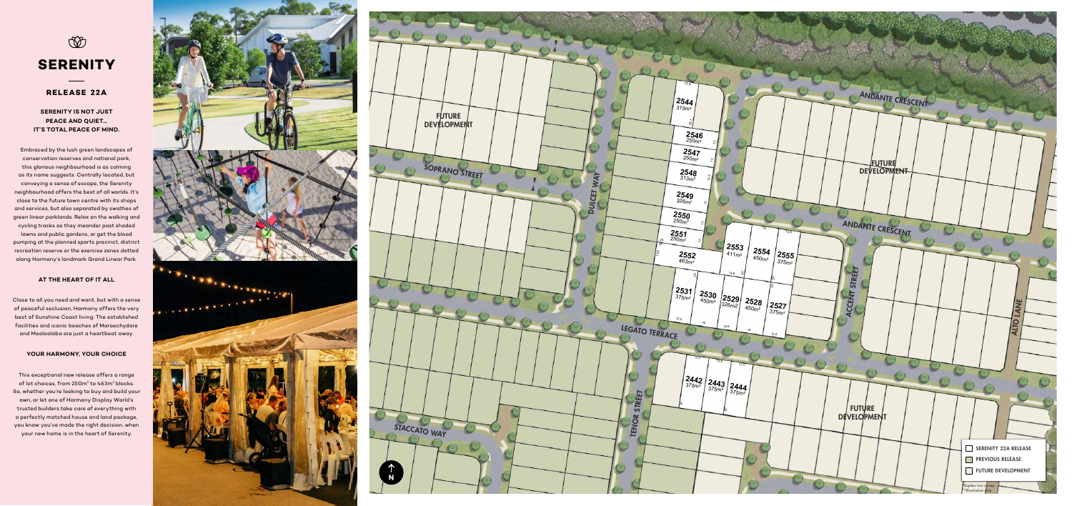# SERENITY

## RELEASE 22A

### SERENITY IS NOT JUST PEACE AND QUIET... IT'S TOTAL PEACE OF MIND.

Embraced by the lush green landscapes of conservation reserves and national park, this glorious neighbourhood is as calming as its name suggests. Centrally located, but conveying a sense of escape, the Serenity neighbourhood offers the best of all worlds. It's close to the future town centre with its shops and services, but also separated by swathes of green linear parklands. Relax on the walking and cycling tracks as they meander past shaded lawns and public gardens, or get the blood pumping at the planned sports precinct, district recreation reserve or the exercise zones dotted along Harmony's landmark Grand Linear Park.

### AT THE HEART OF IT ALL

Close to all you need and want, but with a sense of peaceful seclusion, Harmony offers the very best of Sunshine Coast living. The established facilities and iconic beaches of Maroochydore and Mooloolaba are just a heartbeat away.

### YOUR HARMONY, YOUR CHOICE

This exceptional new release offers a range of lot choices, from 250m² to 463m² blocks. So, whether you're looking to buy and build your own, or let one of Harmony Display World's trusted builders take care of everything with a perfectly matched house and land package, you know you've made the right decision, when your new home is in the heart of Serenity.

FUTURE DEVELOPMENT

SOPRANO STREET

DULCET WAY

2544 315m²

2546 250m²

2547 250m²

2548 313m²

2549 326m²

2550 250m²

2551 250m²

2552 463m²

2553 411m²

2554 450m²

2555 375m²

2531 375m²

2530 450m²

2529 326m2

2528 450m²

2527 375m²

ANDANTE CRESCENT

FUTURE DEVELOPMENT

ANDANTE CRESCENT

ACCENT STREET

ALTO LANE

LEGATO TERRACE

2442 375m²

2443 375m²

2444 375m²

TENOR STREET

STACCATO WAY

FUTURE DEVELOPMENT

N

SERENITY 22A RELEASE

PREVIOUS RELEASE

FUTURE DEVELOPMENT

*Duplex two storey
**Illustrative only